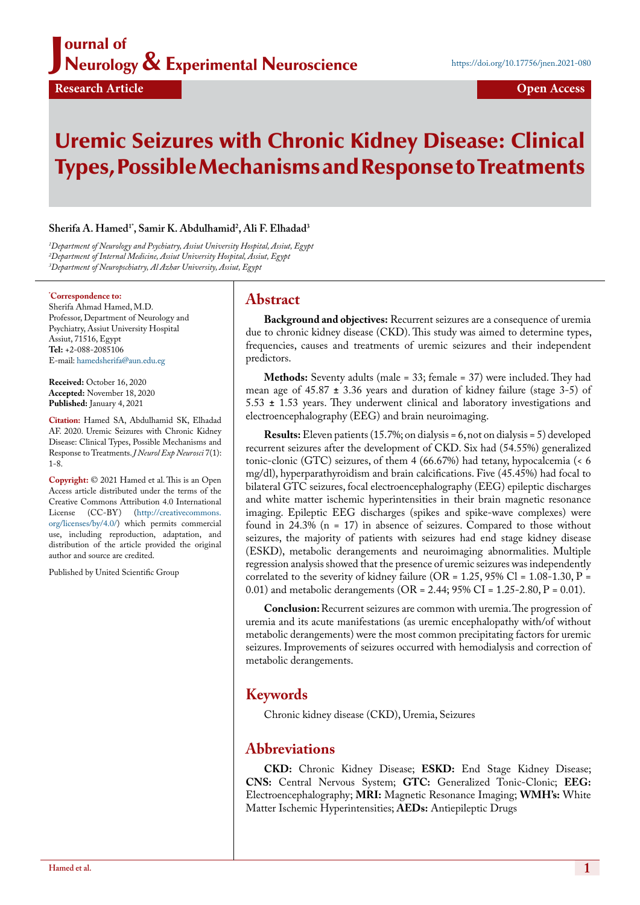Journal of Neurology & Experimental Neuroscience

https://doi.org/10.17756/jnen.2021-080

Research Article

Open Access

# Uremic Seizures with Chronic Kidney Disease: Clinical Types, Possible Mechanisms and Response to Treatments

**Sherifa A. Hamed[1*], Samir K. Abdulhamid[2], Ali F. Elhadad[3]**

*[1]Department of Neurology and Psychiatry, Assiut University Hospital, Assiut, Egypt*
*[2]Department of Internal Medicine, Assiut University Hospital, Assiut, Egypt*
*[3]Department of Neuropschiatry, Al Azhar University, Assiut, Egypt*

**[*]Correspondence to:**
Sherifa Ahmad Hamed, M.D.
Professor, Department of Neurology and Psychiatry, Assiut University Hospital
Assiut, 71516, Egypt
**Tel:** +2-088-2085106
E-mail: hamedsherifa@aun.edu.eg

**Received:** October 16, 2020
**Accepted:** November 18, 2020
**Published:** January 4, 2021

**Citation:** Hamed SA, Abdulhamid SK, Elhadad AF. 2020. Uremic Seizures with Chronic Kidney Disease: Clinical Types, Possible Mechanisms and Response to Treatments. *J Neurol Exp Neurosci* 7(1): 1-8.

**Copyright:** © 2021 Hamed et al. This is an Open Access article distributed under the terms of the Creative Commons Attribution 4.0 International License (CC-BY) (http://creativecommons.org/licenses/by/4.0/) which permits commercial use, including reproduction, adaptation, and distribution of the article provided the original author and source are credited.

Published by United Scientific Group

## Abstract

**Background and objectives:** Recurrent seizures are a consequence of uremia due to chronic kidney disease (CKD). This study was aimed to determine types, frequencies, causes and treatments of uremic seizures and their independent predictors.

**Methods:** Seventy adults (male = 33; female = 37) were included. They had mean age of 45.87 ± 3.36 years and duration of kidney failure (stage 3-5) of 5.53 ± 1.53 years. They underwent clinical and laboratory investigations and electroencephalography (EEG) and brain neuroimaging.

**Results:** Eleven patients (15.7%; on dialysis = 6, not on dialysis = 5) developed recurrent seizures after the development of CKD. Six had (54.55%) generalized tonic-clonic (GTC) seizures, of them 4 (66.67%) had tetany, hypocalcemia (< 6 mg/dl), hyperparathyroidism and brain calcifications. Five (45.45%) had focal to bilateral GTC seizures, focal electroencephalography (EEG) epileptic discharges and white matter ischemic hyperintensities in their brain magnetic resonance imaging. Epileptic EEG discharges (spikes and spike-wave complexes) were found in 24.3% (n = 17) in absence of seizures. Compared to those without seizures, the majority of patients with seizures had end stage kidney disease (ESKD), metabolic derangements and neuroimaging abnormalities. Multiple regression analysis showed that the presence of uremic seizures was independently correlated to the severity of kidney failure (OR = 1.25, 95% Cl = 1.08-1.30, P = 0.01) and metabolic derangements (OR = 2.44; 95% CI = 1.25-2.80, P = 0.01).

**Conclusion:** Recurrent seizures are common with uremia. The progression of uremia and its acute manifestations (as uremic encephalopathy with/of without metabolic derangements) were the most common precipitating factors for uremic seizures. Improvements of seizures occurred with hemodialysis and correction of metabolic derangements.

## Keywords

Chronic kidney disease (CKD), Uremia, Seizures

## Abbreviations

**CKD:** Chronic Kidney Disease; **ESKD:** End Stage Kidney Disease; **CNS:** Central Nervous System; **GTC:** Generalized Tonic-Clonic; **EEG:** Electroencephalography; **MRI:** Magnetic Resonance Imaging; **WMH's:** White Matter Ischemic Hyperintensities; **AEDs:** Antiepileptic Drugs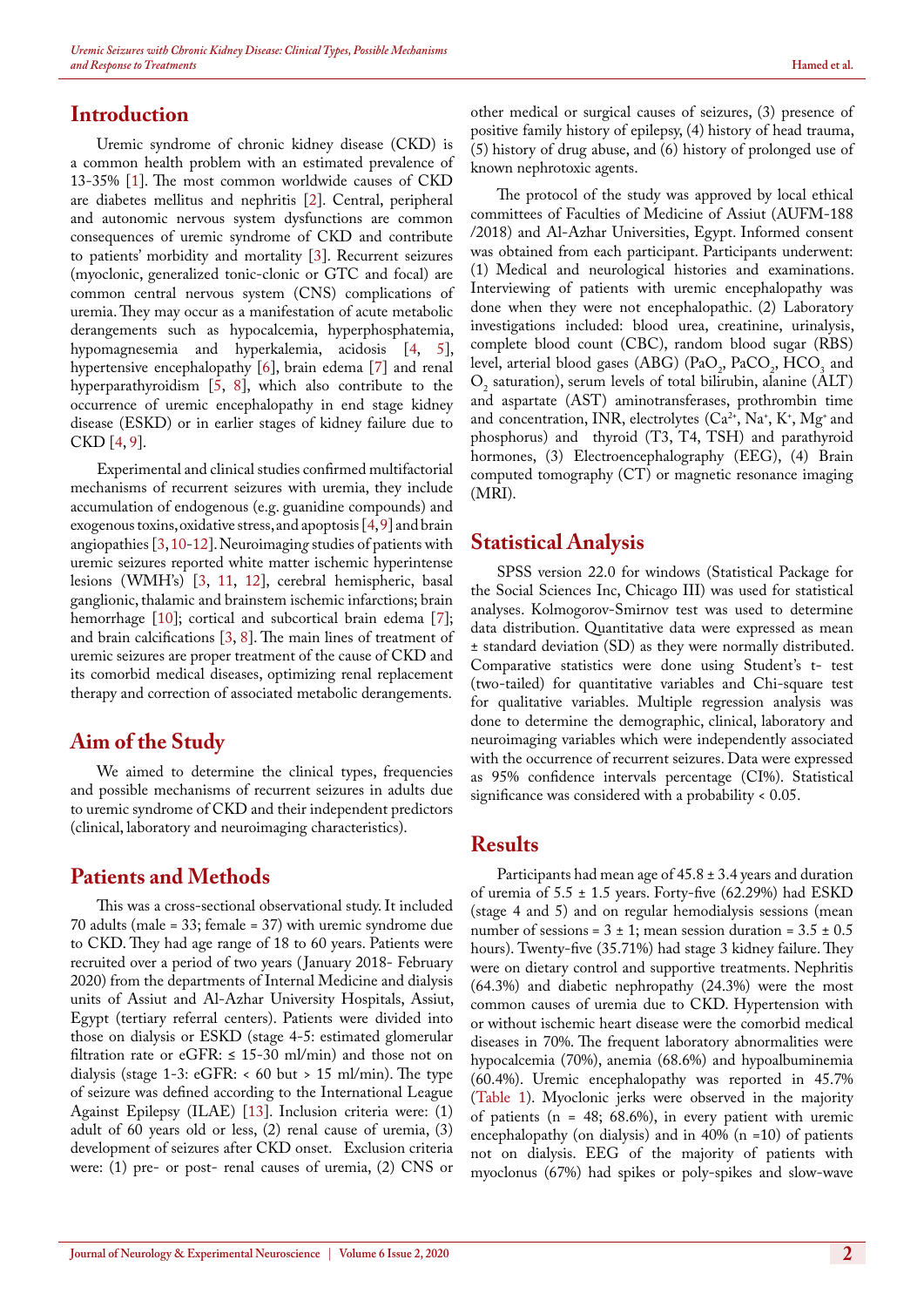## Introduction

Uremic syndrome of chronic kidney disease (CKD) is a common health problem with an estimated prevalence of 13-35% [1]. The most common worldwide causes of CKD are diabetes mellitus and nephritis [2]. Central, peripheral and autonomic nervous system dysfunctions are common consequences of uremic syndrome of CKD and contribute to patients' morbidity and mortality [3]. Recurrent seizures (myoclonic, generalized tonic-clonic or GTC and focal) are common central nervous system (CNS) complications of uremia. They may occur as a manifestation of acute metabolic derangements such as hypocalcemia, hyperphosphatemia, hypomagnesemia and hyperkalemia, acidosis [4, 5], hypertensive encephalopathy [6], brain edema [7] and renal hyperparathyroidism [5, 8], which also contribute to the occurrence of uremic encephalopathy in end stage kidney disease (ESKD) or in earlier stages of kidney failure due to CKD [4, 9].

Experimental and clinical studies confirmed multifactorial mechanisms of recurrent seizures with uremia, they include accumulation of endogenous (e.g. guanidine compounds) and exogenous toxins, oxidative stress, and apoptosis [4, 9] and brain angiopathies [3, 10-12]. Neuroimaging studies of patients with uremic seizures reported white matter ischemic hyperintense lesions (WMH's) [3, 11, 12], cerebral hemispheric, basal ganglionic, thalamic and brainstem ischemic infarctions; brain hemorrhage [10]; cortical and subcortical brain edema [7]; and brain calcifications [3, 8]. The main lines of treatment of uremic seizures are proper treatment of the cause of CKD and its comorbid medical diseases, optimizing renal replacement therapy and correction of associated metabolic derangements.

## Aim of the Study

We aimed to determine the clinical types, frequencies and possible mechanisms of recurrent seizures in adults due to uremic syndrome of CKD and their independent predictors (clinical, laboratory and neuroimaging characteristics).

## Patients and Methods

This was a cross-sectional observational study. It included 70 adults (male = 33; female = 37) with uremic syndrome due to CKD. They had age range of 18 to 60 years. Patients were recruited over a period of two years (January 2018- February 2020) from the departments of Internal Medicine and dialysis units of Assiut and Al-Azhar University Hospitals, Assiut, Egypt (tertiary referral centers). Patients were divided into those on dialysis or ESKD (stage 4-5: estimated glomerular filtration rate or eGFR: ≤ 15-30 ml/min) and those not on dialysis (stage 1-3: eGFR: < 60 but > 15 ml/min). The type of seizure was defined according to the International League Against Epilepsy (ILAE) [13]. Inclusion criteria were: (1) adult of 60 years old or less, (2) renal cause of uremia, (3) development of seizures after CKD onset. Exclusion criteria were: (1) pre- or post- renal causes of uremia, (2) CNS or other medical or surgical causes of seizures, (3) presence of positive family history of epilepsy, (4) history of head trauma, (5) history of drug abuse, and (6) history of prolonged use of known nephrotoxic agents.

The protocol of the study was approved by local ethical committees of Faculties of Medicine of Assiut (AUFM-188 /2018) and Al-Azhar Universities, Egypt. Informed consent was obtained from each participant. Participants underwent: (1) Medical and neurological histories and examinations. Interviewing of patients with uremic encephalopathy was done when they were not encephalopathic. (2) Laboratory investigations included: blood urea, creatinine, urinalysis, complete blood count (CBC), random blood sugar (RBS) level, arterial blood gases (ABG) ($PaO_2$, $PaCO_2$, $HCO_3$ and $O_2$ saturation), serum levels of total bilirubin, alanine (ALT) and aspartate (AST) aminotransferases, prothrombin time and concentration, INR, electrolytes ($Ca^{2+}$, $Na^+$, $K^+$, $Mg^+$ and phosphorus) and thyroid (T3, T4, TSH) and parathyroid hormones, (3) Electroencephalography (EEG), (4) Brain computed tomography (CT) or magnetic resonance imaging (MRI).

## Statistical Analysis

SPSS version 22.0 for windows (Statistical Package for the Social Sciences Inc, Chicago III) was used for statistical analyses. Kolmogorov-Smirnov test was used to determine data distribution. Quantitative data were expressed as mean ± standard deviation (SD) as they were normally distributed. Comparative statistics were done using Student's t- test (two-tailed) for quantitative variables and Chi-square test for qualitative variables. Multiple regression analysis was done to determine the demographic, clinical, laboratory and neuroimaging variables which were independently associated with the occurrence of recurrent seizures. Data were expressed as 95% confidence intervals percentage (CI%). Statistical significance was considered with a probability < 0.05.

## Results

Participants had mean age of 45.8 ± 3.4 years and duration of uremia of 5.5 ± 1.5 years. Forty-five (62.29%) had ESKD (stage 4 and 5) and on regular hemodialysis sessions (mean number of sessions = 3 ± 1; mean session duration = 3.5 ± 0.5 hours). Twenty-five (35.71%) had stage 3 kidney failure. They were on dietary control and supportive treatments. Nephritis (64.3%) and diabetic nephropathy (24.3%) were the most common causes of uremia due to CKD. Hypertension with or without ischemic heart disease were the comorbid medical diseases in 70%. The frequent laboratory abnormalities were hypocalcemia (70%), anemia (68.6%) and hypoalbuminemia (60.4%). Uremic encephalopathy was reported in 45.7% (Table 1). Myoclonic jerks were observed in the majority of patients (n = 48; 68.6%), in every patient with uremic encephalopathy (on dialysis) and in 40% (n =10) of patients not on dialysis. EEG of the majority of patients with myoclonus (67%) had spikes or poly-spikes and slow-wave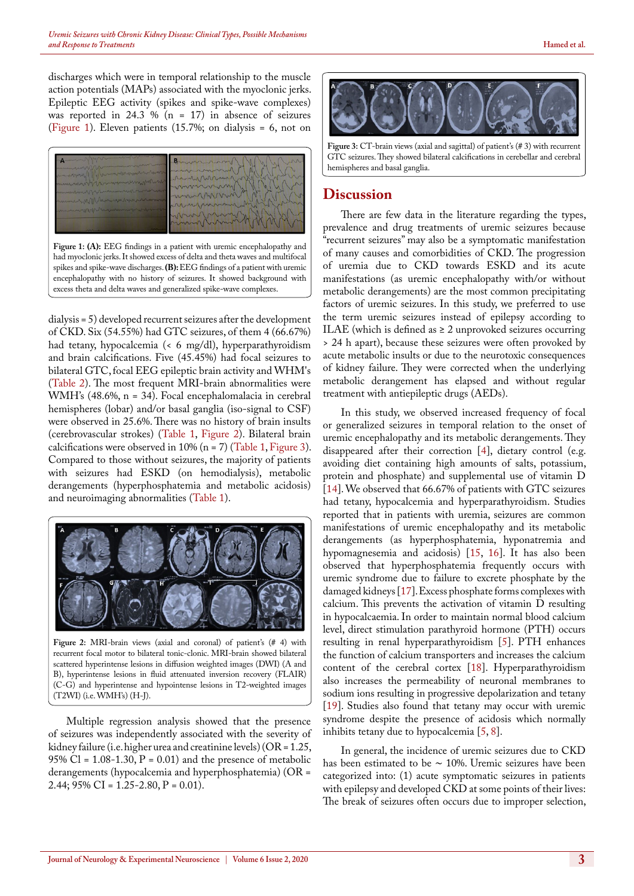discharges which were in temporal relationship to the muscle action potentials (MAPs) associated with the myoclonic jerks. Epileptic EEG activity (spikes and spike-wave complexes) was reported in 24.3 % (n = 17) in absence of seizures (Figure 1). Eleven patients (15.7%; on dialysis = 6, not on dialysis = 5) developed recurrent seizures after the development of CKD. Six (54.55%) had GTC seizures, of them 4 (66.67%) had tetany, hypocalcemia (< 6 mg/dl), hyperparathyroidism and brain calcifications. Five (45.45%) had focal seizures to bilateral GTC, focal EEG epileptic brain activity and WMH's (Table 2). The most frequent MRI-brain abnormalities were WMH's (48.6%, n = 34). Focal encephalomalacia in cerebral hemispheres (lobar) and/or basal ganglia (iso-signal to CSF) were observed in 25.6%. There was no history of brain insults (cerebrovascular strokes) (Table 1, Figure 2). Bilateral brain calcifications were observed in 10% (n = 7) (Table 1, Figure 3). Compared to those without seizures, the majority of patients with seizures had ESKD (on hemodialysis), metabolic derangements (hyperphosphatemia and metabolic acidosis) and neuroimaging abnormalities (Table 1).

**Figure 1: (A):** EEG findings in a patient with uremic encephalopathy and had myoclonic jerks. It showed excess of delta and theta waves and multifocal spikes and spike-wave discharges. **(B):** EEG findings of a patient with uremic encephalopathy with no history of seizures. It showed background with excess theta and delta waves and generalized spike-wave complexes.

**Figure 2:** MRI-brain views (axial and coronal) of patient's (# 4) with recurrent focal motor to bilateral tonic-clonic. MRI-brain showed bilateral scattered hyperintense lesions in diffusion weighted images (DWI) (A and B), hyperintense lesions in fluid attenuated inversion recovery (FLAIR) (C-G) and hyperintense and hypointense lesions in T2-weighted images (T2WI) (i.e. WMH's) (H-J).

Multiple regression analysis showed that the presence of seizures was independently associated with the severity of kidney failure (i.e. higher urea and creatinine levels) (OR = 1.25, 95% Cl = 1.08-1.30, P = 0.01) and the presence of metabolic derangements (hypocalcemia and hyperphosphatemia) (OR = 2.44; 95% CI = 1.25-2.80, P = 0.01).

**Figure 3:** CT-brain views (axial and sagittal) of patient's (# 3) with recurrent GTC seizures. They showed bilateral calcifications in cerebellar and cerebral hemispheres and basal ganglia.

## Discussion

There are few data in the literature regarding the types, prevalence and drug treatments of uremic seizures because "recurrent seizures" may also be a symptomatic manifestation of many causes and comorbidities of CKD. The progression of uremia due to CKD towards ESKD and its acute manifestations (as uremic encephalopathy with/or without metabolic derangements) are the most common precipitating factors of uremic seizures. In this study, we preferred to use the term uremic seizures instead of epilepsy according to ILAE (which is defined as ≥ 2 unprovoked seizures occurring > 24 h apart), because these seizures were often provoked by acute metabolic insults or due to the neurotoxic consequences of kidney failure. They were corrected when the underlying metabolic derangement has elapsed and without regular treatment with antiepileptic drugs (AEDs).

In this study, we observed increased frequency of focal or generalized seizures in temporal relation to the onset of uremic encephalopathy and its metabolic derangements. They disappeared after their correction [4], dietary control (e.g. avoiding diet containing high amounts of salts, potassium, protein and phosphate) and supplemental use of vitamin D [14]. We observed that 66.67% of patients with GTC seizures had tetany, hypocalcemia and hyperparathyroidism. Studies reported that in patients with uremia, seizures are common manifestations of uremic encephalopathy and its metabolic derangements (as hyperphosphatemia, hyponatremia and hypomagnesemia and acidosis) [15, 16]. It has also been observed that hyperphosphatemia frequently occurs with uremic syndrome due to failure to excrete phosphate by the damaged kidneys [17]. Excess phosphate forms complexes with calcium. This prevents the activation of vitamin D resulting in hypocalcaemia. In order to maintain normal blood calcium level, direct stimulation parathyroid hormone (PTH) occurs resulting in renal hyperparathyroidism [5]. PTH enhances the function of calcium transporters and increases the calcium content of the cerebral cortex [18]. Hyperparathyroidism also increases the permeability of neuronal membranes to sodium ions resulting in progressive depolarization and tetany [19]. Studies also found that tetany may occur with uremic syndrome despite the presence of acidosis which normally inhibits tetany due to hypocalcemia [5, 8].

In general, the incidence of uremic seizures due to CKD has been estimated to be ~ 10%. Uremic seizures have been categorized into: (1) acute symptomatic seizures in patients with epilepsy and developed CKD at some points of their lives: The break of seizures often occurs due to improper selection,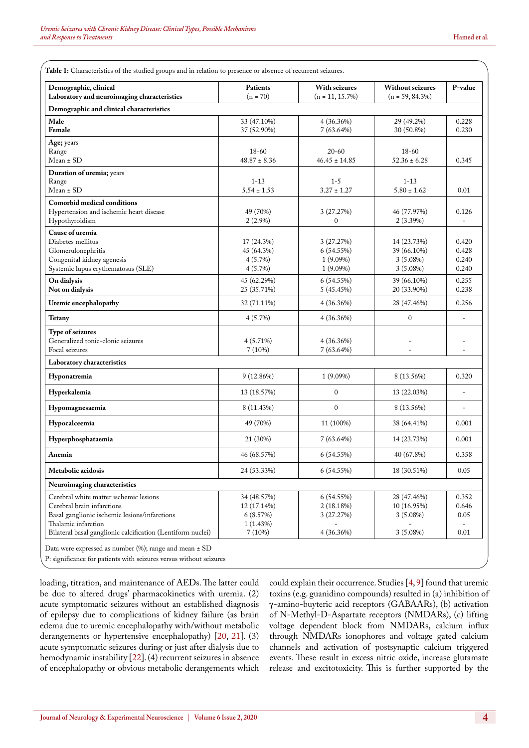**Table 1:** Characteristics of the studied groups and in relation to presence or absence of recurrent seizures.

| Demographic, clinical Laboratory and neuroimaging characteristics | Patients (n = 70) | With seizures (n = 11, 15.7%) | Without seizures (n = 59, 84.3%) | P-value |
|---|---|---|---|---|
| **Demographic and clinical characteristics** | | | | |
| **Male** | 33 (47.10%) | 4 (36.36%) | 29 (49.2%) | 0.228 |
| **Female** | 37 (52.90%) | 7 (63.64%) | 30 (50.8%) | 0.230 |
| **Age;** years | | | | |
| Range | 18-60 | 20-60 | 18-60 | |
| Mean ± SD | 48.87 ± 8.36 | 46.45 ± 14.85 | 52.36 ± 6.28 | 0.345 |
| **Duration of uremia;** years | | | | |
| Range | 1-13 | 1-5 | 1-13 | |
| Mean ± SD | 5.54 ± 1.53 | 3.27 ± 1.27 | 5.80 ± 1.62 | 0.01 |
| **Comorbid medical conditions** | | | | |
| Hypertension and ischemic heart disease | 49 (70%) | 3 (27.27%) | 46 (77.97%) | 0.126 |
| Hypothyroidism | 2 (2.9%) | 0 | 2 (3.39%) | - |
| **Cause of uremia** | | | | |
| Diabetes mellitus | 17 (24.3%) | 3 (27.27%) | 14 (23.73%) | 0.420 |
| Glomerulonephritis | 45 (64.3%) | 6 (54.55%) | 39 (66.10%) | 0.428 |
| Congenital kidney agenesis | 4 (5.7%) | 1 (9.09%) | 3 (5.08%) | 0.240 |
| Systemic lupus erythematosus (SLE) | 4 (5.7%) | 1 (9.09%) | 3 (5.08%) | 0.240 |
| **On dialysis** | 45 (62.29%) | 6 (54.55%) | 39 (66.10%) | 0.255 |
| **Not on dialysis** | 25 (35.71%) | 5 (45.45%) | 20 (33.90%) | 0.238 |
| **Uremic encephalopathy** | 32 (71.11%) | 4 (36.36%) | 28 (47.46%) | 0.256 |
| **Tetany** | 4 (5.7%) | 4 (36.36%) | 0 | - |
| **Type of seizures** | | | | |
| Generalized tonic-clonic seizures | 4 (5.71%) | 4 (36.36%) | - | - |
| Focal seizures | 7 (10%) | 7 (63.64%) | - | - |
| **Laboratory characteristics** | | | | |
| **Hyponatremia** | 9 (12.86%) | 1 (9.09%) | 8 (13.56%) | 0.320 |
| **Hyperkalemia** | 13 (18.57%) | 0 | 13 (22.03%) | - |
| **Hypomagnesaemia** | 8 (11.43%) | 0 | 8 (13.56%) | - |
| **Hypocalceemia** | 49 (70%) | 11 (100%) | 38 (64.41%) | 0.001 |
| **Hyperphosphataemia** | 21 (30%) | 7 (63.64%) | 14 (23.73%) | 0.001 |
| **Anemia** | 46 (68.57%) | 6 (54.55%) | 40 (67.8%) | 0.358 |
| **Metabolic acidosis** | 24 (53.33%) | 6 (54.55%) | 18 (30.51%) | 0.05 |
| **Neuroimaging characteristics** | | | | |
| Cerebral white matter ischemic lesions | 34 (48.57%) | 6 (54.55%) | 28 (47.46%) | 0.352 |
| Cerebral brain infarctions | 12 (17.14%) | 2 (18.18%) | 10 (16.95%) | 0.646 |
| Basal ganglionic ischemic lesions/infarctions | 6 (8.57%) | 3 (27.27%) | 3 (5.08%) | 0.05 |
| Thalamic infarction | 1 (1.43%) | - | - | - |
| Bilateral basal ganglionic calcification (Lentiform nuclei) | 7 (10%) | 4 (36.36%) | 3 (5.08%) | 0.01 |

Data were expressed as number (%); range and mean ± SD

P: significance for patients with seizures versus without seizures

loading, titration, and maintenance of AEDs. The latter could be due to altered drugs' pharmacokinetics with uremia. (2) acute symptomatic seizures without an established diagnosis of epilepsy due to complications of kidney failure (as brain edema due to uremic encephalopathy with/without metabolic derangements or hypertensive encephalopathy) [20, 21]. (3) acute symptomatic seizures during or just after dialysis due to hemodynamic instability [22]. (4) recurrent seizures in absence of encephalopathy or obvious metabolic derangements which could explain their occurrence. Studies [4, 9] found that uremic toxins (e.g. guanidino compounds) resulted in (a) inhibition of γ-amino-buyteric acid receptors (GABAARs), (b) activation of N-Methyl-D-Aspartate receptors (NMDARs), (c) lifting voltage dependent block from NMDARs, calcium influx through NMDARs ionophores and voltage gated calcium channels and activation of postsynaptic calcium triggered events. These result in excess nitric oxide, increase glutamate release and excitotoxicity. This is further supported by the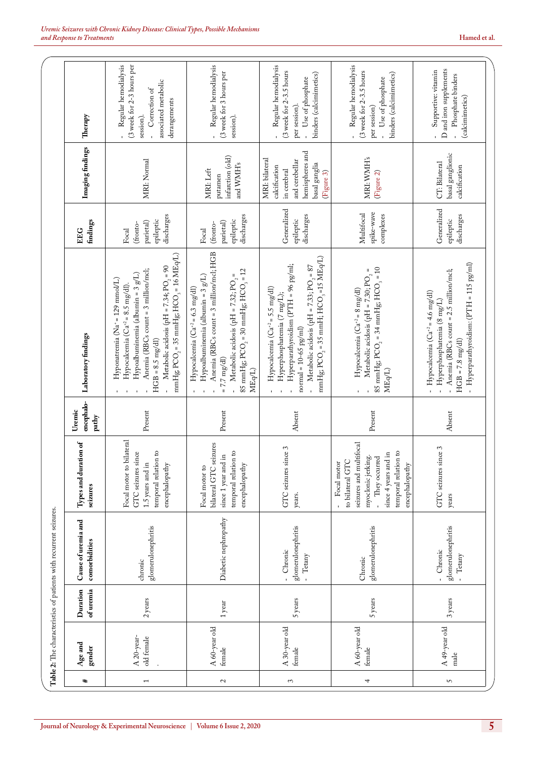**Table 2:** The characteristics of patients with recurrent seizures.

| # | Age and gender | Duration of uremia | Cause of uremia and comorbidities | Types and duration of seizures | Uremic encephalopathy | Laboratory findings | EEG findings | Imaging findings | Therapy |
|---|---|---|---|---|---|---|---|---|---|
| 1 | A 20-year-old female | 2 years | chronic glomerulonephritis | Focal motor to bilateral GTC seizures since 1.5 years and in temporal relation to encephalopathy | Present | - Hyponatremia ($Na^{+}$ = 129 mmol/L)<br>- Hypocalcemia ($Ca^{+2}$ = 8.5 mg/dl).<br>- Hypoalbuminemia (albumin = 3 g/L)<br>- Anemia (RBCs count = 3 million/mcl; HGB = 8.5 mg/dl)<br>- Metabolic acidosis (pH = 7.34; $PO_2$ = 90 mmHg; $PCO_2$ = 35 mmHg; $HCO_3$ = 16 MEq/L) | Focal (fronto-parietal) epileptic discharges | MRI: Normal | - Regular hemodialysis (3 week for 2-3 hours per session).<br>- Correction of associated metabolic derangements |
| 2 | A 60-year old female | 1 year | Diabetic nephropathy | Focal motor to bilateral GTC seizures since 1 year and in temporal relation to encephalopathy | Present | - Hypocalcemia ($Ca^{+2}$ = 6.3 mg/dl)<br>- Hypoalbuminemia (albumin = 3 g/L)<br>- Anemia (RBCs count = 3 million/mcl; HGB = 7.7 mg/dl)<br>- Metabolic acidosis (pH = 7.32; $PO_2$ = 85 mmHg; $PCO_2$ = 30 mmHg; $HCO_3$ = 12 MEq/L) | Focal (fronto-parietal) epileptic discharges | MRI: Left putamen infarction (old) and WMH's | - Regular hemodialysis (3 week for 3 hours per session). |
| 3 | A 30-year old female | 5 years | - Chronic glomerulonephritis<br>- Tetany | GTC seizures since 3 years. | Absent | - Hypocalcemia ($Ca^{+2}$ = 5.5 mg/dl)<br>- Hyperphosphatemia (7 mg/L);<br>- Hyperparathyroidism (PTH = 96 pg/ml; normal = 10-65 pg/ml)<br>- Metabolic acidosis (pH = 7.33; $PO_2$ = 87 mmHg; $PCO_2$ = 35 mmH; $HCO_3$ =15 MEq/L) | Generalized epileptic discharges | MRI: bilateral calcification in cerebral and cerebellar hemispheres and basal ganglia (Figure 3) | - Regular hemodialysis (3 week for 2-3.5 hours per session).<br>- Use of phosphate binders (calcimimetics) |
| 4 | A 60-year old female | 5 years | Chronic glomerulonephritis | - Focal motor to bilateral GTC seizures and multifocal myoclonic jerking.<br>- They occurred since 4 years and in temporal relation to encephalopathy | Present | - Hypocalcemia ($Ca^{+2}$ = 8 mg/dl)<br>- Metabolic acidosis (pH = 7.30; $PO_2$ = 85 mmHg; $PCO_2$ = 34 mmHg; $HCO_3$ = 10 MEq/L) | Multifocal spike-wave complexes | MRI: WMH's (Figure 2) | - Regular hemodialysis (3 week for 2-3.5 hours per session)<br>- Use of phosphate binders (calcimimetics) |
| 5 | A 49-year old male | 3 years | - Chronic glomerulonephritis<br>- Tetany | GTC seizures since 3 years | Absent | - Hypocalcemia ($Ca^{+2}$ = 4.6 mg/dl)<br>- Hyperphosphatemia (8 mg/L)<br>- Anemia (RBCs count = 2.5 million/mcl; HGB = 7.8 mg/dl)<br>- Hyperparathyroidism: (PTH = 115 pg/ml) | Generalized epileptic discharges | CT: Bilateral basal ganglionic calcification | - Supportive: vitamin D and iron supplements<br>- Phosphate binders (calcimimetics) |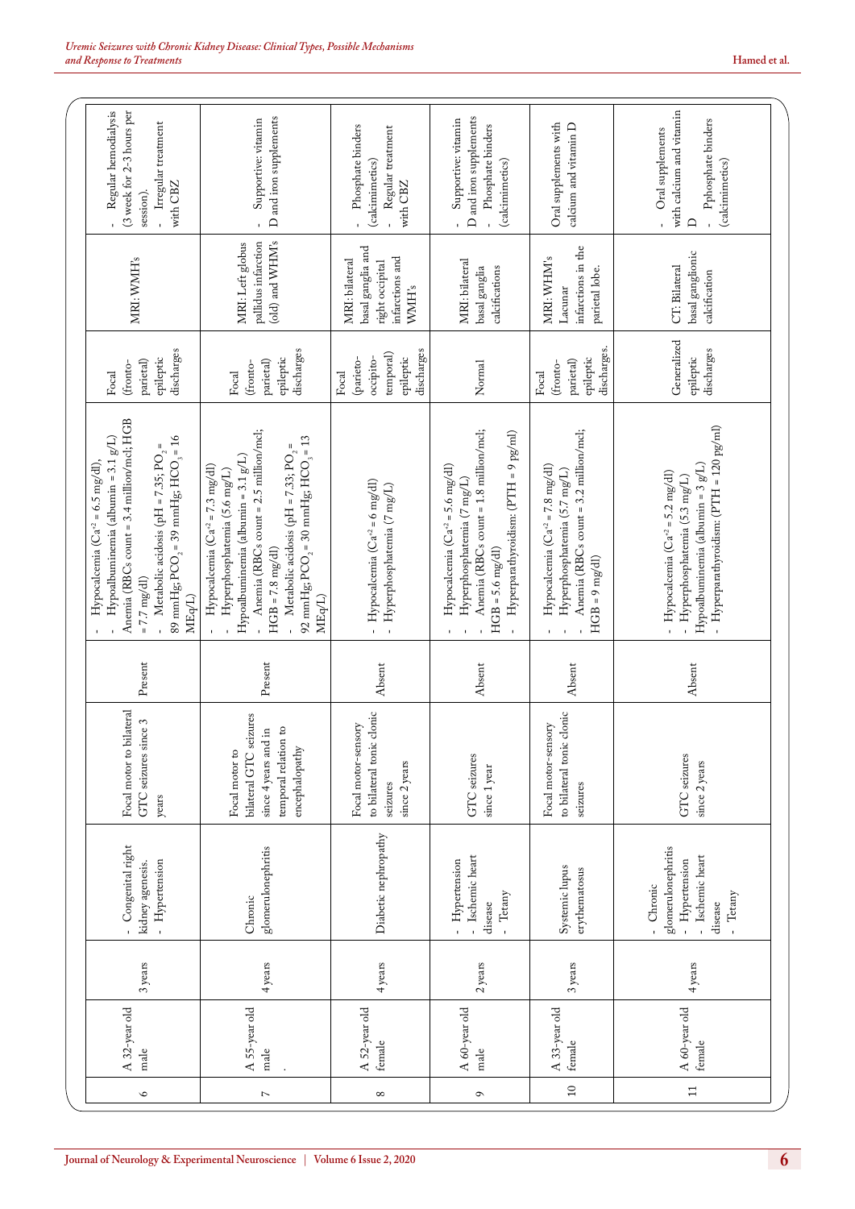| 6 | A 32-year old male | 3 years | - Congenital right kidney agenesis. - Hypertension | Focal motor to bilateral GTC seizures since 3 years | Present | - Hypocalcemia ($Ca^{+2}$ = 6.5 mg/dl), - Hypoalbuminemia (albumin = 3.1 g/L) - Anemia (RBCs count = 3.4 million/mcl; HGB = 7.7 mg/dl) - Metabolic acidosis (pH = 7.35; $PO_2$ = 89 mmHg; $PCO_2$ = 39 mmHg; $HCO_3$ = 16 MEq/L) | Focal (fronto-parietal) epileptic discharges | MRI: WMH's | - Regular hemodialysis (3 week for 2-3 hours per session). - Irregular treatment with CBZ |
|---|---|---|---|---|---|---|---|---|---|
| 7 | A 55-year old male . | 4 years | Chronic glomerulonephritis | Focal motor to bilateral GTC seizures since 4 years and in temporal relation to encephalopathy | Present | - Hypocalcemia ($Ca^{+2}$ = 7.3 mg/dl) - Hyperphosphatemia (5.6 mg/L) - Hypoalbuminemia (albumin = 3.1 g/L) - Anemia (RBCs count = 2.5 million/mcl; HGB = 7.8 mg/dl) - Metabolic acidosis (pH = 7.33; $PO_2$ = 92 mmHg; $PCO_2$ = 30 mmHg; $HCO_3$ = 13 MEq/L) | Focal (fronto-parietal) epileptic discharges | MRI: Left globus pallidus infarction (old) and WMH's | - Supportive: vitamin D and iron supplements |
| 8 | A 52-year old female | 4 years | Diabetic nephropathy | Focal motor-sensory to bilateral tonic clonic seizures since 2 years | Absent | - Hypocalcemia ($Ca^{+2}$ = 6 mg/dl) - Hyperphosphatemia (7 mg/L) | Focal (parieto-occipito-temporal) epileptic discharges | MRI: bilateral basal ganglia and right occipital infarctions and WMH's | - Phosphate binders (calcimimetics) - Regular treatment with CBZ |
| 9 | A 60-year old male | 2 years | - Hypertension - Ischemic heart disease - Tetany | GTC seizures since 1 year | Absent | - Hypocalcemia ($Ca^{+2}$ = 5.6 mg/dl) - Hyperphosphatemia (7 mg/L) - Anemia (RBCs count = 1.8 million/mcl; HGB = 5.6 mg/dl) - Hyperparathyroidism: (PTH = 9 pg/ml) | Normal | MRI: bilateral basal ganglia calcifications | - Supportive: vitamin D and iron supplements - Phosphate binders (calcimimetics) |
| 10 | A 33-year old female | 3 years | Systemic lupus erythematosus | Focal motor-sensory to bilateral tonic clonic seizures | Absent | - Hypocalcemia ($Ca^{+2}$ = 7.8 mg/dl) - Hyperphosphatemia (5.7 mg/L) - Anemia (RBCs count = 3.2 million/mcl; HGB = 9 mg/dl) | Focal (fronto-parietal) epileptic discharges. | MRI: WHM's Lacunar infarctions in the parietal lobe. | Oral supplements with calcium and vitamin D |
| 11 | A 60-year old female | 4 years | - Chronic glomerulonephritis - Hypertension - Ischemic heart disease - Tetany | GTC seizures since 2 years | Absent | - Hypocalcemia ($Ca^{+2}$ = 5.2 mg/dl) - Hyperphosphatemia (5.3 mg/L) - Hypoalbuminemia (albumin = 3 g/L) - Hyperparathyroidism: (PTH = 120 pg/ml) | Generalized epileptic discharges | CT: Bilateral basal ganglionic calcification | - Oral supplements with calcium and vitamin D - Pphosphate binders (calcimimetics) |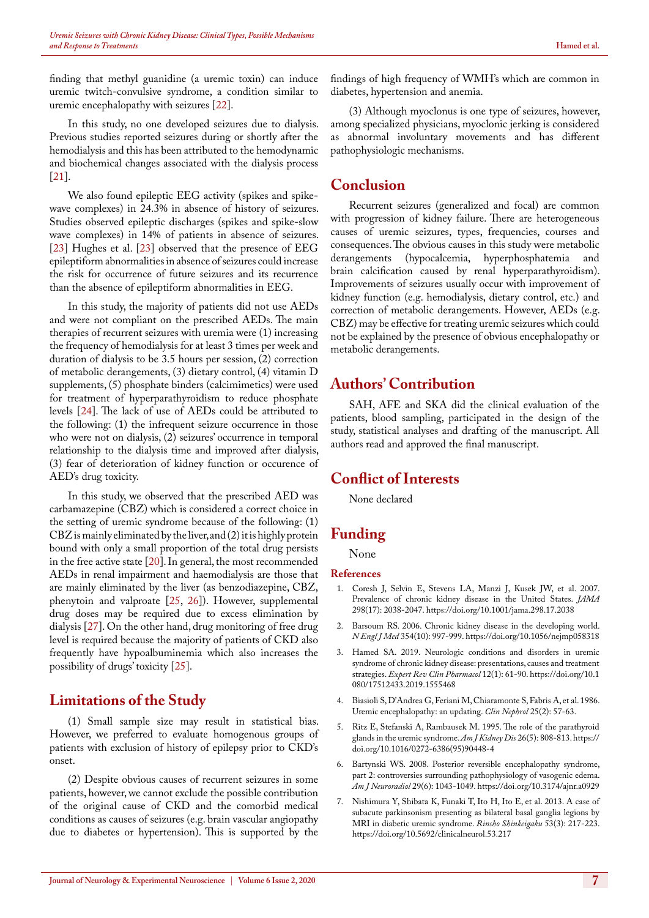finding that methyl guanidine (a uremic toxin) can induce uremic twitch-convulsive syndrome, a condition similar to uremic encephalopathy with seizures [22].

In this study, no one developed seizures due to dialysis. Previous studies reported seizures during or shortly after the hemodialysis and this has been attributed to the hemodynamic and biochemical changes associated with the dialysis process [21].

We also found epileptic EEG activity (spikes and spike-wave complexes) in 24.3% in absence of history of seizures. Studies observed epileptic discharges (spikes and spike-slow wave complexes) in 14% of patients in absence of seizures. [23] Hughes et al. [23] observed that the presence of EEG epileptiform abnormalities in absence of seizures could increase the risk for occurrence of future seizures and its recurrence than the absence of epileptiform abnormalities in EEG.

In this study, the majority of patients did not use AEDs and were not compliant on the prescribed AEDs. The main therapies of recurrent seizures with uremia were (1) increasing the frequency of hemodialysis for at least 3 times per week and duration of dialysis to be 3.5 hours per session, (2) correction of metabolic derangements, (3) dietary control, (4) vitamin D supplements, (5) phosphate binders (calcimimetics) were used for treatment of hyperparathyroidism to reduce phosphate levels [24]. The lack of use of AEDs could be attributed to the following: (1) the infrequent seizure occurrence in those who were not on dialysis, (2) seizures' occurrence in temporal relationship to the dialysis time and improved after dialysis, (3) fear of deterioration of kidney function or occurence of AED's drug toxicity.

In this study, we observed that the prescribed AED was carbamazepine (CBZ) which is considered a correct choice in the setting of uremic syndrome because of the following: (1) CBZ is mainly eliminated by the liver, and (2) it is highly protein bound with only a small proportion of the total drug persists in the free active state [20]. In general, the most recommended AEDs in renal impairment and haemodialysis are those that are mainly eliminated by the liver (as benzodiazepine, CBZ, phenytoin and valproate [25, 26]). However, supplemental drug doses may be required due to excess elimination by dialysis [27]. On the other hand, drug monitoring of free drug level is required because the majority of patients of CKD also frequently have hypoalbuminemia which also increases the possibility of drugs' toxicity [25].

## Limitations of the Study

(1) Small sample size may result in statistical bias. However, we preferred to evaluate homogenous groups of patients with exclusion of history of epilepsy prior to CKD's onset.

(2) Despite obvious causes of recurrent seizures in some patients, however, we cannot exclude the possible contribution of the original cause of CKD and the comorbid medical conditions as causes of seizures (e.g. brain vascular angiopathy due to diabetes or hypertension). This is supported by the findings of high frequency of WMH's which are common in diabetes, hypertension and anemia.

(3) Although myoclonus is one type of seizures, however, among specialized physicians, myoclonic jerking is considered as abnormal involuntary movements and has different pathophysiologic mechanisms.

## Conclusion

Recurrent seizures (generalized and focal) are common with progression of kidney failure. There are heterogeneous causes of uremic seizures, types, frequencies, courses and consequences. The obvious causes in this study were metabolic derangements (hypocalcemia, hyperphosphatemia and brain calcification caused by renal hyperparathyroidism). Improvements of seizures usually occur with improvement of kidney function (e.g. hemodialysis, dietary control, etc.) and correction of metabolic derangements. However, AEDs (e.g. CBZ) may be effective for treating uremic seizures which could not be explained by the presence of obvious encephalopathy or metabolic derangements.

## Authors' Contribution

SAH, AFE and SKA did the clinical evaluation of the patients, blood sampling, participated in the design of the study, statistical analyses and drafting of the manuscript. All authors read and approved the final manuscript.

## Conflict of Interests

None declared

## Funding

None

### References

1. Coresh J, Selvin E, Stevens LA, Manzi J, Kusek JW, et al. 2007. Prevalence of chronic kidney disease in the United States. *JAMA* 298(17): 2038-2047. https://doi.org/10.1001/jama.298.17.2038
2. Barsoum RS. 2006. Chronic kidney disease in the developing world. *N Engl J Med* 354(10): 997-999. https://doi.org/10.1056/nejmp058318
3. Hamed SA. 2019. Neurologic conditions and disorders in uremic syndrome of chronic kidney disease: presentations, causes and treatment strategies. *Expert Rev Clin Pharmacol* 12(1): 61-90. https://doi.org/10.1080/17512433.2019.1555468
4. Biasioli S, D'Andrea G, Feriani M, Chiaramonte S, Fabris A, et al. 1986. Uremic encephalopathy: an updating. *Clin Nephrol* 25(2): 57-63.
5. Ritz E, Stefanski A, Rambausek M. 1995. The role of the parathyroid glands in the uremic syndrome. *Am J Kidney Dis* 26(5): 808-813. https://doi.org/10.1016/0272-6386(95)90448-4
6. Bartynski WS. 2008. Posterior reversible encephalopathy syndrome, part 2: controversies surrounding pathophysiology of vasogenic edema. *Am J Neuroradiol* 29(6): 1043-1049. https://doi.org/10.3174/ajnr.a0929
7. Nishimura Y, Shibata K, Funaki T, Ito H, Ito E, et al. 2013. A case of subacute parkinsonism presenting as bilateral basal ganglia legions by MRI in diabetic uremic syndrome. *Rinsho Shinkeigaku* 53(3): 217-223. https://doi.org/10.5692/clinicalneurol.53.217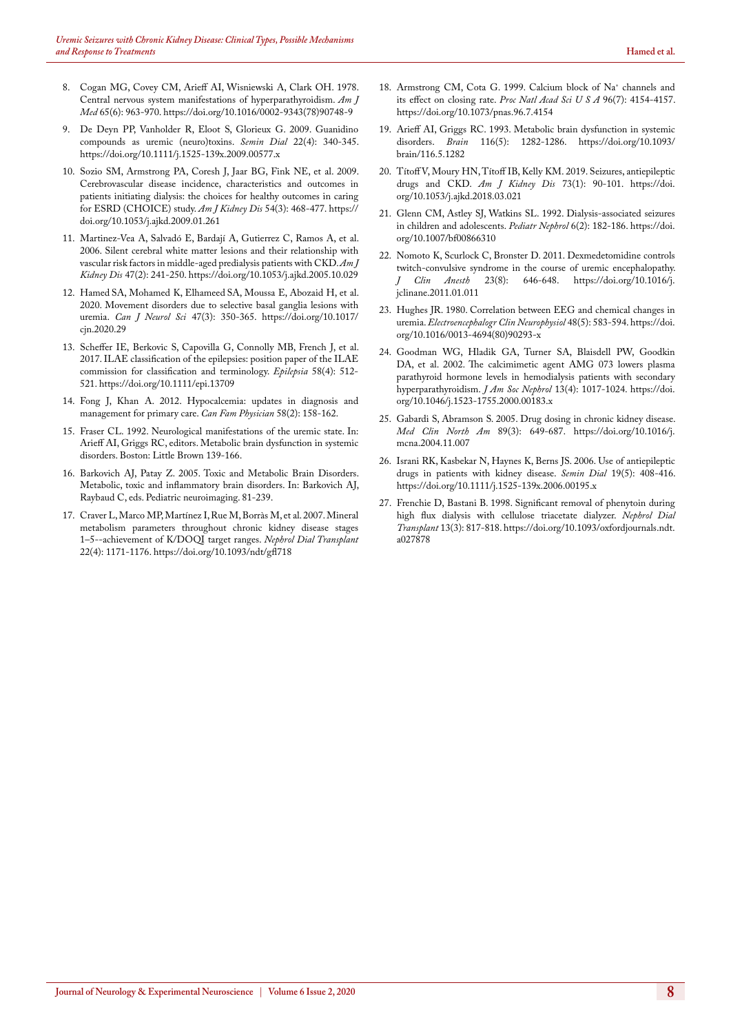8. Cogan MG, Covey CM, Arieff AI, Wisniewski A, Clark OH. 1978. Central nervous system manifestations of hyperparathyroidism. *Am J Med* 65(6): 963-970. https://doi.org/10.1016/0002-9343(78)90748-9

9. De Deyn PP, Vanholder R, Eloot S, Glorieux G. 2009. Guanidino compounds as uremic (neuro)toxins. *Semin Dial* 22(4): 340-345. https://doi.org/10.1111/j.1525-139x.2009.00577.x

10. Sozio SM, Armstrong PA, Coresh J, Jaar BG, Fink NE, et al. 2009. Cerebrovascular disease incidence, characteristics and outcomes in patients initiating dialysis: the choices for healthy outcomes in caring for ESRD (CHOICE) study. *Am J Kidney Dis* 54(3): 468-477. https://doi.org/10.1053/j.ajkd.2009.01.261

11. Martinez-Vea A, Salvadó E, Bardají A, Gutierrez C, Ramos A, et al. 2006. Silent cerebral white matter lesions and their relationship with vascular risk factors in middle-aged predialysis patients with CKD. *Am J Kidney Dis* 47(2): 241-250. https://doi.org/10.1053/j.ajkd.2005.10.029

12. Hamed SA, Mohamed K, Elhameed SA, Moussa E, Abozaid H, et al. 2020. Movement disorders due to selective basal ganglia lesions with uremia. *Can J Neurol Sci* 47(3): 350-365. https://doi.org/10.1017/cjn.2020.29

13. Scheffer IE, Berkovic S, Capovilla G, Connolly MB, French J, et al. 2017. ILAE classification of the epilepsies: position paper of the ILAE commission for classification and terminology. *Epilepsia* 58(4): 512-521. https://doi.org/10.1111/epi.13709

14. Fong J, Khan A. 2012. Hypocalcemia: updates in diagnosis and management for primary care. *Can Fam Physician* 58(2): 158-162.

15. Fraser CL. 1992. Neurological manifestations of the uremic state. In: Arieff AI, Griggs RC, editors. Metabolic brain dysfunction in systemic disorders. Boston: Little Brown 139-166.

16. Barkovich AJ, Patay Z. 2005. Toxic and Metabolic Brain Disorders. Metabolic, toxic and inflammatory brain disorders. In: Barkovich AJ, Raybaud C, eds. Pediatric neuroimaging. 81-239.

17. Craver L, Marco MP, Martínez I, Rue M, Borràs M, et al. 2007. Mineral metabolism parameters throughout chronic kidney disease stages 1–5--achievement of K/DOQI target ranges. *Nephrol Dial Transplant* 22(4): 1171-1176. https://doi.org/10.1093/ndt/gfl718

18. Armstrong CM, Cota G. 1999. Calcium block of $Na^{+}$ channels and its effect on closing rate. *Proc Natl Acad Sci U S A* 96(7): 4154-4157. https://doi.org/10.1073/pnas.96.7.4154

19. Arieff AI, Griggs RC. 1993. Metabolic brain dysfunction in systemic disorders. *Brain* 116(5): 1282-1286. https://doi.org/10.1093/brain/116.5.1282

20. Títoff V, Moury HN, Títoff IB, Kelly KM. 2019. Seizures, antiepileptic drugs and CKD. *Am J Kidney Dis* 73(1): 90-101. https://doi.org/10.1053/j.ajkd.2018.03.021

21. Glenn CM, Astley SJ, Watkins SL. 1992. Dialysis-associated seizures in children and adolescents. *Pediatr Nephrol* 6(2): 182-186. https://doi.org/10.1007/bf00866310

22. Nomoto K, Scurlock C, Bronster D. 2011. Dexmedetomidine controls twitch-convulsive syndrome in the course of uremic encephalopathy. *J Clin Anesth* 23(8): 646-648. https://doi.org/10.1016/j.jclinane.2011.01.011

23. Hughes JR. 1980. Correlation between EEG and chemical changes in uremia. *Electroencephalogr Clin Neurophysiol* 48(5): 583-594. https://doi.org/10.1016/0013-4694(80)90293-x

24. Goodman WG, Hladik GA, Turner SA, Blaisdell PW, Goodkin DA, et al. 2002. The calcimimetic agent AMG 073 lowers plasma parathyroid hormone levels in hemodialysis patients with secondary hyperparathyroidism. *J Am Soc Nephrol* 13(4): 1017-1024. https://doi.org/10.1046/j.1523-1755.2000.00183.x

25. Gabardi S, Abramson S. 2005. Drug dosing in chronic kidney disease. *Med Clin North Am* 89(3): 649-687. https://doi.org/10.1016/j.mcna.2004.11.007

26. Israni RK, Kasbekar N, Haynes K, Berns JS. 2006. Use of antiepileptic drugs in patients with kidney disease. *Semin Dial* 19(5): 408-416. https://doi.org/10.1111/j.1525-139x.2006.00195.x

27. Frenchie D, Bastani B. 1998. Significant removal of phenytoin during high flux dialysis with cellulose triacetate dialyzer. *Nephrol Dial Transplant* 13(3): 817-818. https://doi.org/10.1093/oxfordjournals.ndt.a027878